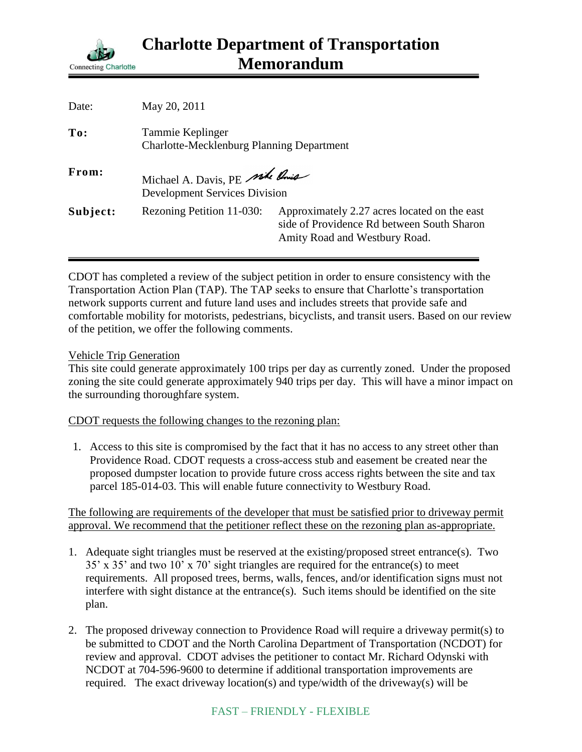# Charlotte Department of Transportation Memorandum

Connecting Charlotte

| | | |
|---|---|---|
| Date: | May 20, 2011 | |
| **To:** | Tammie Keplinger<br>Charlotte-Mecklenburg Planning Department | |
| **From:** | Michael A. Davis, PE<br>Development Services Division | |
| **Subject:** | Rezoning Petition 11-030: | Approximately 2.27 acres located on the east side of Providence Rd between South Sharon Amity Road and Westbury Road. |

CDOT has completed a review of the subject petition in order to ensure consistency with the Transportation Action Plan (TAP). The TAP seeks to ensure that Charlotte's transportation network supports current and future land uses and includes streets that provide safe and comfortable mobility for motorists, pedestrians, bicyclists, and transit users. Based on our review of the petition, we offer the following comments.

<u>Vehicle Trip Generation</u>

This site could generate approximately 100 trips per day as currently zoned. Under the proposed zoning the site could generate approximately 940 trips per day. This will have a minor impact on the surrounding thoroughfare system.

<u>CDOT requests the following changes to the rezoning plan:</u>

1. Access to this site is compromised by the fact that it has no access to any street other than Providence Road. CDOT requests a cross-access stub and easement be created near the proposed dumpster location to provide future cross access rights between the site and tax parcel 185-014-03. This will enable future connectivity to Westbury Road.

<u>The following are requirements of the developer that must be satisfied prior to driveway permit approval. We recommend that the petitioner reflect these on the rezoning plan as-appropriate.</u>

1. Adequate sight triangles must be reserved at the existing/proposed street entrance(s). Two 35' x 35' and two 10' x 70' sight triangles are required for the entrance(s) to meet requirements. All proposed trees, berms, walls, fences, and/or identification signs must not interfere with sight distance at the entrance(s). Such items should be identified on the site plan.

2. The proposed driveway connection to Providence Road will require a driveway permit(s) to be submitted to CDOT and the North Carolina Department of Transportation (NCDOT) for review and approval. CDOT advises the petitioner to contact Mr. Richard Odynski with NCDOT at 704-596-9600 to determine if additional transportation improvements are required. The exact driveway location(s) and type/width of the driveway(s) will be

FAST – FRIENDLY - FLEXIBLE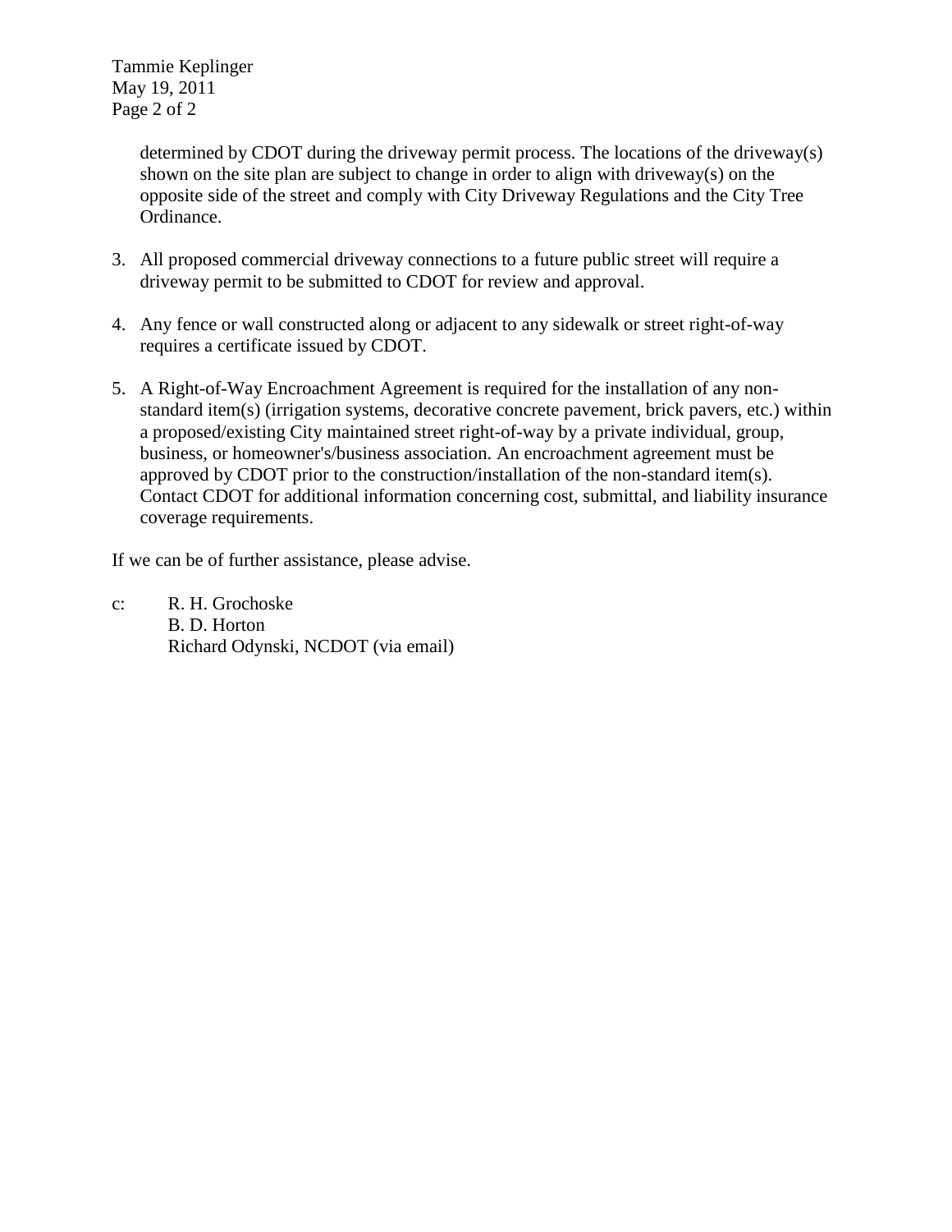determined by CDOT during the driveway permit process. The locations of the driveway(s) shown on the site plan are subject to change in order to align with driveway(s) on the opposite side of the street and comply with City Driveway Regulations and the City Tree Ordinance.

3. All proposed commercial driveway connections to a future public street will require a driveway permit to be submitted to CDOT for review and approval.

4. Any fence or wall constructed along or adjacent to any sidewalk or street right-of-way requires a certificate issued by CDOT.

5. A Right-of-Way Encroachment Agreement is required for the installation of any non-standard item(s) (irrigation systems, decorative concrete pavement, brick pavers, etc.) within a proposed/existing City maintained street right-of-way by a private individual, group, business, or homeowner's/business association. An encroachment agreement must be approved by CDOT prior to the construction/installation of the non-standard item(s). Contact CDOT for additional information concerning cost, submittal, and liability insurance coverage requirements.

If we can be of further assistance, please advise.

c: R. H. Grochoske
B. D. Horton
Richard Odynski, NCDOT (via email)